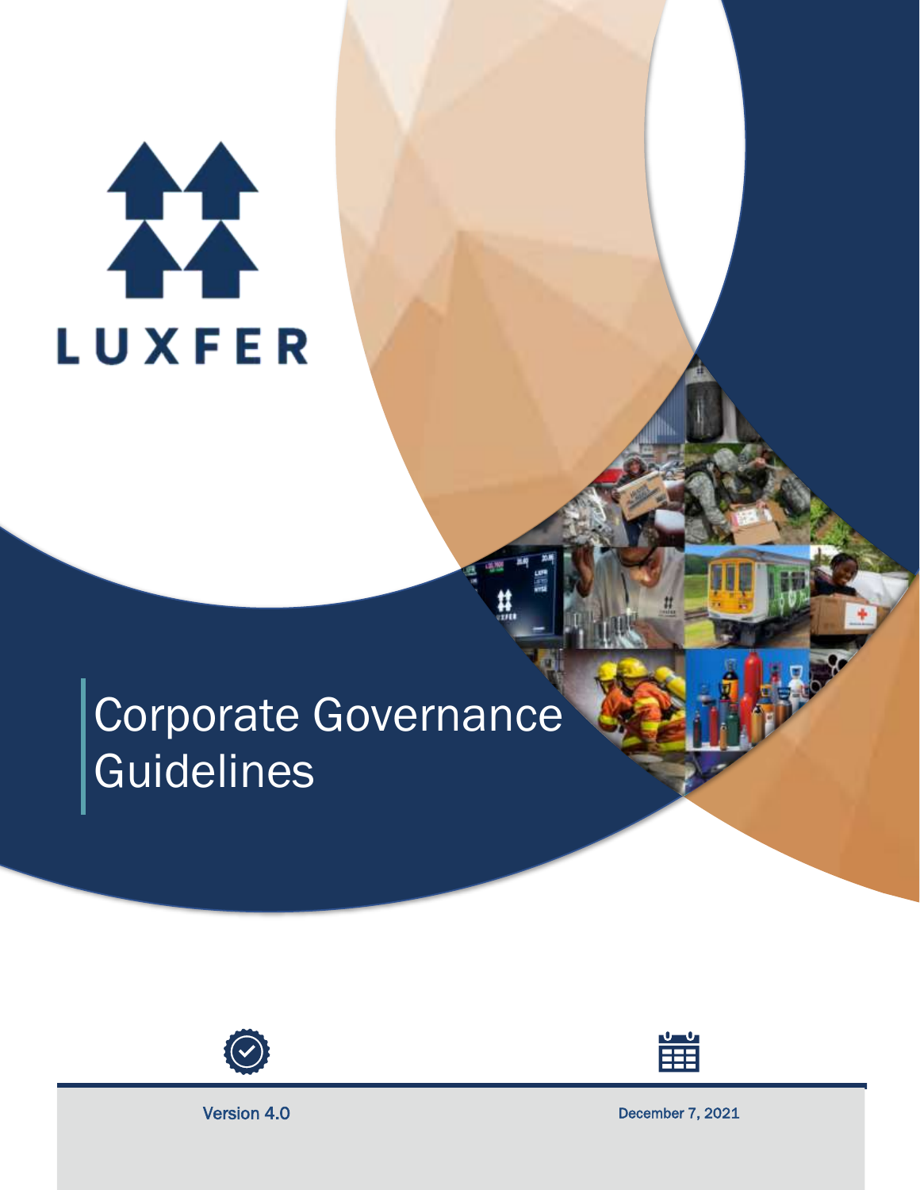LUXFER

# Corporate Governance Guidelines

Version 4.0

December 7, 2021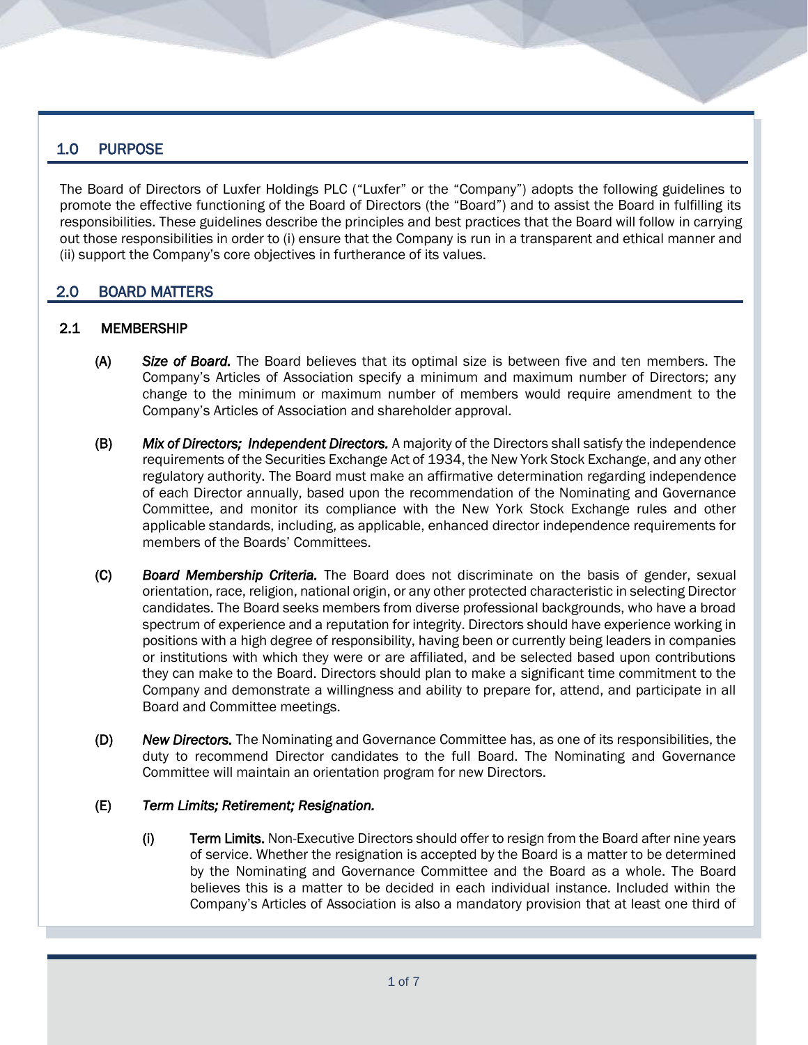## 1.0 PURPOSE

The Board of Directors of Luxfer Holdings PLC ("Luxfer" or the "Company") adopts the following guidelines to promote the effective functioning of the Board of Directors (the "Board") and to assist the Board in fulfilling its responsibilities. These guidelines describe the principles and best practices that the Board will follow in carrying out those responsibilities in order to (i) ensure that the Company is run in a transparent and ethical manner and (ii) support the Company's core objectives in furtherance of its values.

## 2.0 BOARD MATTERS

### 2.1 MEMBERSHIP

**(A)** ***Size of Board.*** The Board believes that its optimal size is between five and ten members. The Company's Articles of Association specify a minimum and maximum number of Directors; any change to the minimum or maximum number of members would require amendment to the Company's Articles of Association and shareholder approval.

**(B)** ***Mix of Directors; Independent Directors.*** A majority of the Directors shall satisfy the independence requirements of the Securities Exchange Act of 1934, the New York Stock Exchange, and any other regulatory authority. The Board must make an affirmative determination regarding independence of each Director annually, based upon the recommendation of the Nominating and Governance Committee, and monitor its compliance with the New York Stock Exchange rules and other applicable standards, including, as applicable, enhanced director independence requirements for members of the Boards' Committees.

**(C)** ***Board Membership Criteria.*** The Board does not discriminate on the basis of gender, sexual orientation, race, religion, national origin, or any other protected characteristic in selecting Director candidates. The Board seeks members from diverse professional backgrounds, who have a broad spectrum of experience and a reputation for integrity. Directors should have experience working in positions with a high degree of responsibility, having been or currently being leaders in companies or institutions with which they were or are affiliated, and be selected based upon contributions they can make to the Board. Directors should plan to make a significant time commitment to the Company and demonstrate a willingness and ability to prepare for, attend, and participate in all Board and Committee meetings.

**(D)** ***New Directors.*** The Nominating and Governance Committee has, as one of its responsibilities, the duty to recommend Director candidates to the full Board. The Nominating and Governance Committee will maintain an orientation program for new Directors.

**(E)** ***Term Limits; Retirement; Resignation.***

**(i)** **Term Limits.** Non-Executive Directors should offer to resign from the Board after nine years of service. Whether the resignation is accepted by the Board is a matter to be determined by the Nominating and Governance Committee and the Board as a whole. The Board believes this is a matter to be decided in each individual instance. Included within the Company's Articles of Association is also a mandatory provision that at least one third of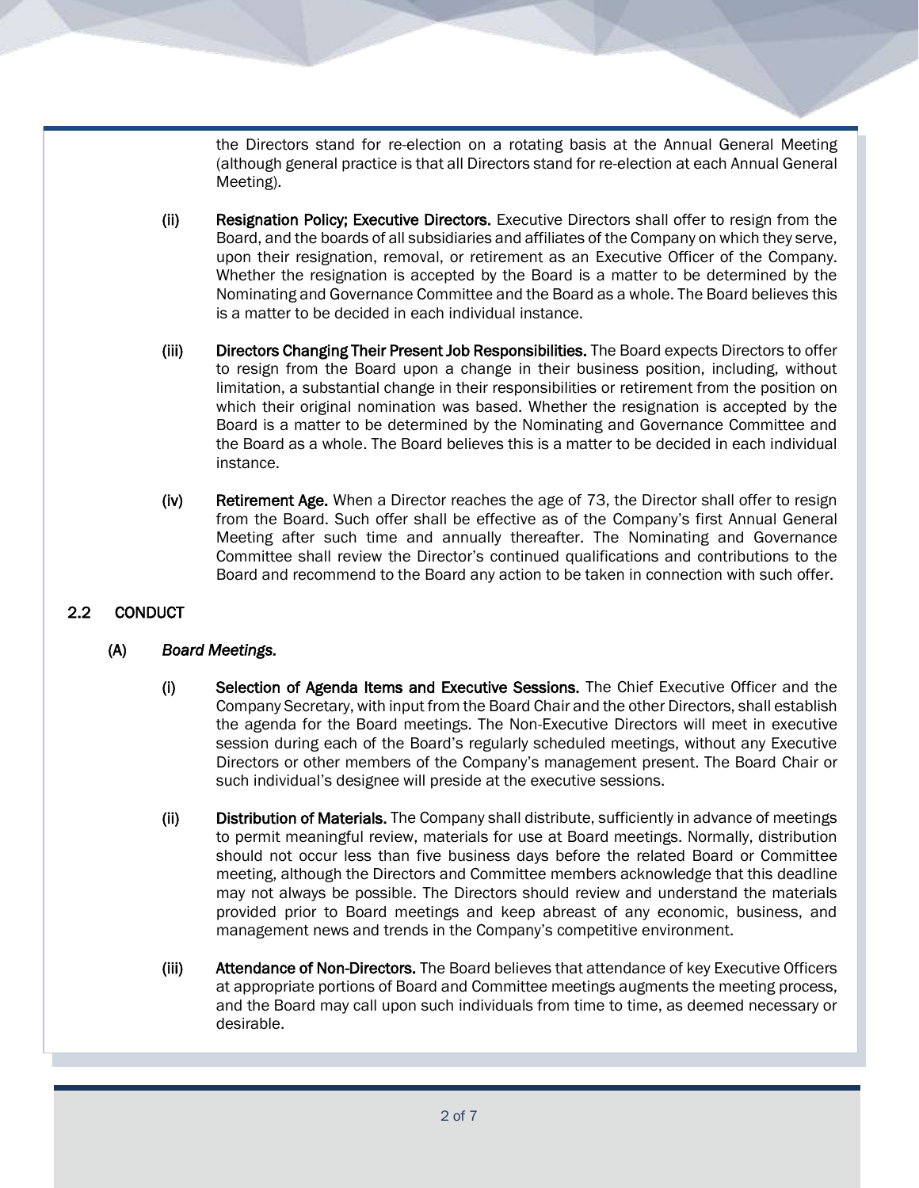the Directors stand for re-election on a rotating basis at the Annual General Meeting (although general practice is that all Directors stand for re-election at each Annual General Meeting).

(ii) **Resignation Policy; Executive Directors.** Executive Directors shall offer to resign from the Board, and the boards of all subsidiaries and affiliates of the Company on which they serve, upon their resignation, removal, or retirement as an Executive Officer of the Company. Whether the resignation is accepted by the Board is a matter to be determined by the Nominating and Governance Committee and the Board as a whole. The Board believes this is a matter to be decided in each individual instance.

(iii) **Directors Changing Their Present Job Responsibilities.** The Board expects Directors to offer to resign from the Board upon a change in their business position, including, without limitation, a substantial change in their responsibilities or retirement from the position on which their original nomination was based. Whether the resignation is accepted by the Board is a matter to be determined by the Nominating and Governance Committee and the Board as a whole. The Board believes this is a matter to be decided in each individual instance.

(iv) **Retirement Age.** When a Director reaches the age of 73, the Director shall offer to resign from the Board. Such offer shall be effective as of the Company's first Annual General Meeting after such time and annually thereafter. The Nominating and Governance Committee shall review the Director's continued qualifications and contributions to the Board and recommend to the Board any action to be taken in connection with such offer.

## 2.2 CONDUCT

### (A) *Board Meetings.*

(i) **Selection of Agenda Items and Executive Sessions.** The Chief Executive Officer and the Company Secretary, with input from the Board Chair and the other Directors, shall establish the agenda for the Board meetings. The Non-Executive Directors will meet in executive session during each of the Board's regularly scheduled meetings, without any Executive Directors or other members of the Company's management present. The Board Chair or such individual's designee will preside at the executive sessions.

(ii) **Distribution of Materials.** The Company shall distribute, sufficiently in advance of meetings to permit meaningful review, materials for use at Board meetings. Normally, distribution should not occur less than five business days before the related Board or Committee meeting, although the Directors and Committee members acknowledge that this deadline may not always be possible. The Directors should review and understand the materials provided prior to Board meetings and keep abreast of any economic, business, and management news and trends in the Company's competitive environment.

(iii) **Attendance of Non-Directors.** The Board believes that attendance of key Executive Officers at appropriate portions of Board and Committee meetings augments the meeting process, and the Board may call upon such individuals from time to time, as deemed necessary or desirable.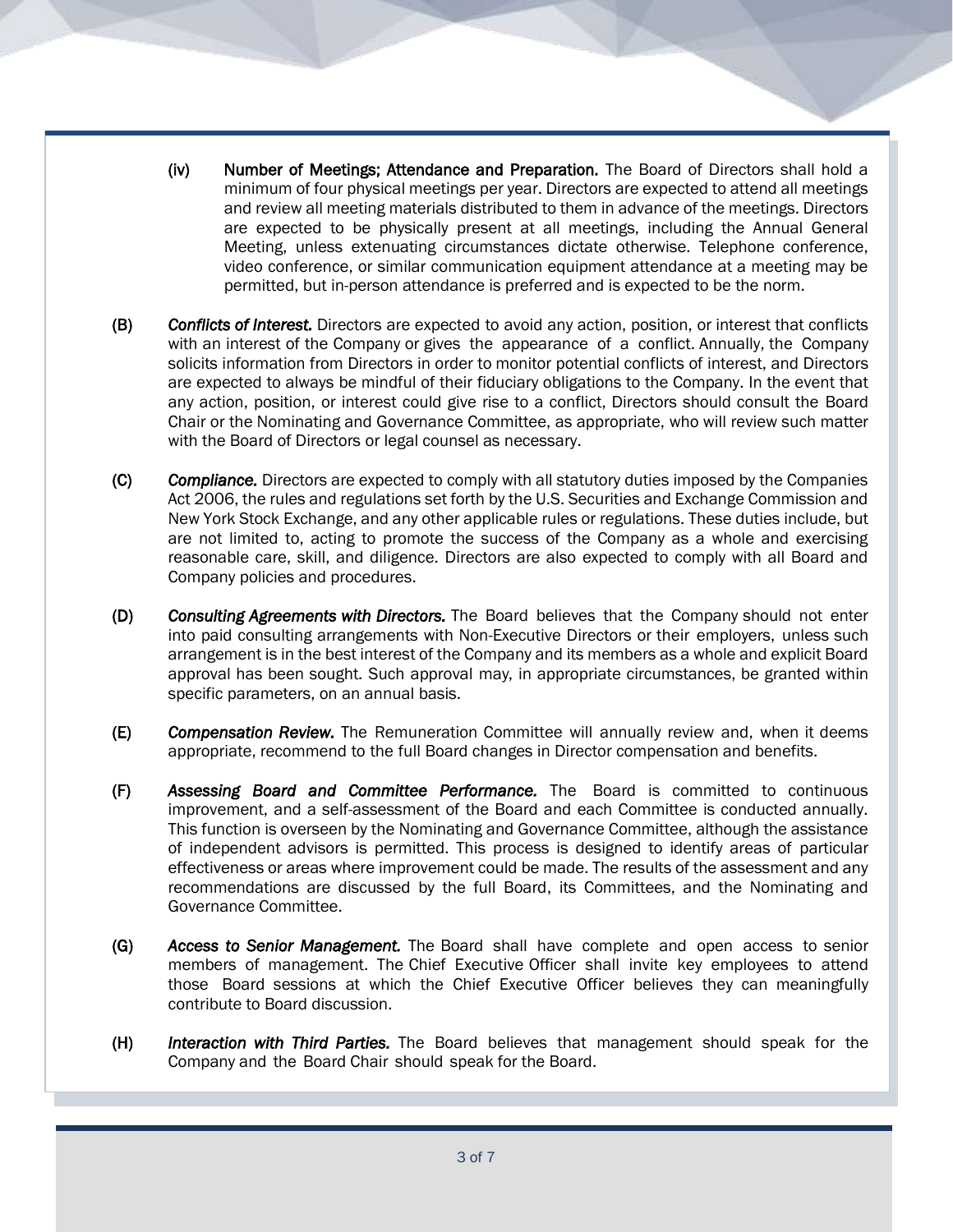(iv) **Number of Meetings; Attendance and Preparation.** The Board of Directors shall hold a minimum of four physical meetings per year. Directors are expected to attend all meetings and review all meeting materials distributed to them in advance of the meetings. Directors are expected to be physically present at all meetings, including the Annual General Meeting, unless extenuating circumstances dictate otherwise. Telephone conference, video conference, or similar communication equipment attendance at a meeting may be permitted, but in-person attendance is preferred and is expected to be the norm.

**(B)** ***Conflicts of Interest.*** Directors are expected to avoid any action, position, or interest that conflicts with an interest of the Company or gives the appearance of a conflict. Annually, the Company solicits information from Directors in order to monitor potential conflicts of interest, and Directors are expected to always be mindful of their fiduciary obligations to the Company. In the event that any action, position, or interest could give rise to a conflict, Directors should consult the Board Chair or the Nominating and Governance Committee, as appropriate, who will review such matter with the Board of Directors or legal counsel as necessary.

**(C)** ***Compliance.*** Directors are expected to comply with all statutory duties imposed by the Companies Act 2006, the rules and regulations set forth by the U.S. Securities and Exchange Commission and New York Stock Exchange, and any other applicable rules or regulations. These duties include, but are not limited to, acting to promote the success of the Company as a whole and exercising reasonable care, skill, and diligence. Directors are also expected to comply with all Board and Company policies and procedures.

**(D)** ***Consulting Agreements with Directors.*** The Board believes that the Company should not enter into paid consulting arrangements with Non-Executive Directors or their employers, unless such arrangement is in the best interest of the Company and its members as a whole and explicit Board approval has been sought. Such approval may, in appropriate circumstances, be granted within specific parameters, on an annual basis.

**(E)** ***Compensation Review.*** The Remuneration Committee will annually review and, when it deems appropriate, recommend to the full Board changes in Director compensation and benefits.

**(F)** ***Assessing Board and Committee Performance.*** The Board is committed to continuous improvement, and a self-assessment of the Board and each Committee is conducted annually. This function is overseen by the Nominating and Governance Committee, although the assistance of independent advisors is permitted. This process is designed to identify areas of particular effectiveness or areas where improvement could be made. The results of the assessment and any recommendations are discussed by the full Board, its Committees, and the Nominating and Governance Committee.

**(G)** ***Access to Senior Management.*** The Board shall have complete and open access to senior members of management. The Chief Executive Officer shall invite key employees to attend those Board sessions at which the Chief Executive Officer believes they can meaningfully contribute to Board discussion.

**(H)** ***Interaction with Third Parties.*** The Board believes that management should speak for the Company and the Board Chair should speak for the Board.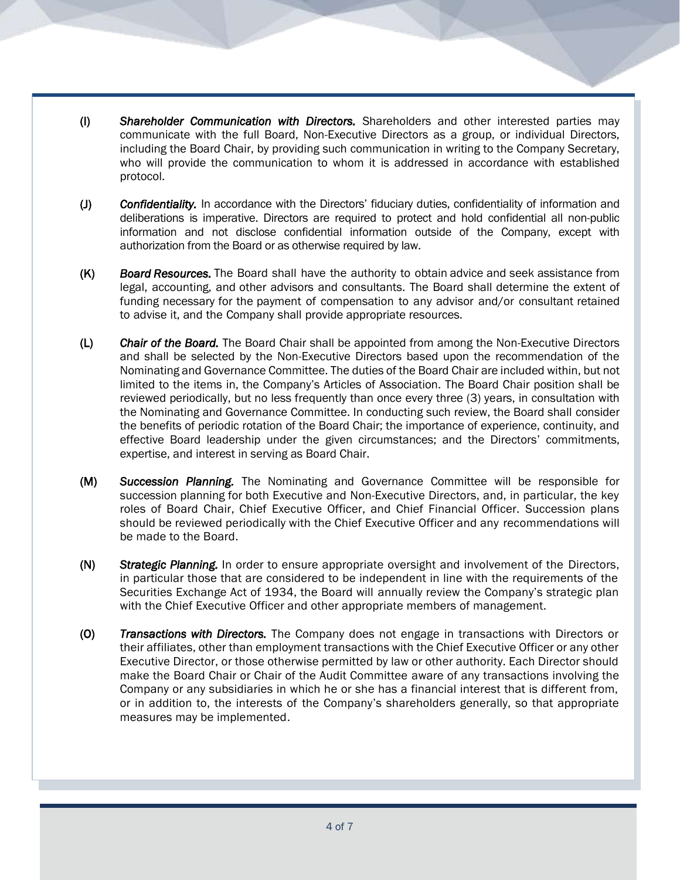(I) ***Shareholder Communication with Directors.*** Shareholders and other interested parties may communicate with the full Board, Non-Executive Directors as a group, or individual Directors, including the Board Chair, by providing such communication in writing to the Company Secretary, who will provide the communication to whom it is addressed in accordance with established protocol.

(J) ***Confidentiality.*** In accordance with the Directors' fiduciary duties, confidentiality of information and deliberations is imperative. Directors are required to protect and hold confidential all non-public information and not disclose confidential information outside of the Company, except with authorization from the Board or as otherwise required by law.

(K) ***Board Resources.*** The Board shall have the authority to obtain advice and seek assistance from legal, accounting, and other advisors and consultants. The Board shall determine the extent of funding necessary for the payment of compensation to any advisor and/or consultant retained to advise it, and the Company shall provide appropriate resources.

(L) ***Chair of the Board.*** The Board Chair shall be appointed from among the Non-Executive Directors and shall be selected by the Non-Executive Directors based upon the recommendation of the Nominating and Governance Committee. The duties of the Board Chair are included within, but not limited to the items in, the Company's Articles of Association. The Board Chair position shall be reviewed periodically, but no less frequently than once every three (3) years, in consultation with the Nominating and Governance Committee. In conducting such review, the Board shall consider the benefits of periodic rotation of the Board Chair; the importance of experience, continuity, and effective Board leadership under the given circumstances; and the Directors' commitments, expertise, and interest in serving as Board Chair.

(M) ***Succession Planning.*** The Nominating and Governance Committee will be responsible for succession planning for both Executive and Non-Executive Directors, and, in particular, the key roles of Board Chair, Chief Executive Officer, and Chief Financial Officer. Succession plans should be reviewed periodically with the Chief Executive Officer and any recommendations will be made to the Board.

(N) ***Strategic Planning.*** In order to ensure appropriate oversight and involvement of the Directors, in particular those that are considered to be independent in line with the requirements of the Securities Exchange Act of 1934, the Board will annually review the Company's strategic plan with the Chief Executive Officer and other appropriate members of management.

(O) ***Transactions with Directors.*** The Company does not engage in transactions with Directors or their affiliates, other than employment transactions with the Chief Executive Officer or any other Executive Director, or those otherwise permitted by law or other authority. Each Director should make the Board Chair or Chair of the Audit Committee aware of any transactions involving the Company or any subsidiaries in which he or she has a financial interest that is different from, or in addition to, the interests of the Company's shareholders generally, so that appropriate measures may be implemented.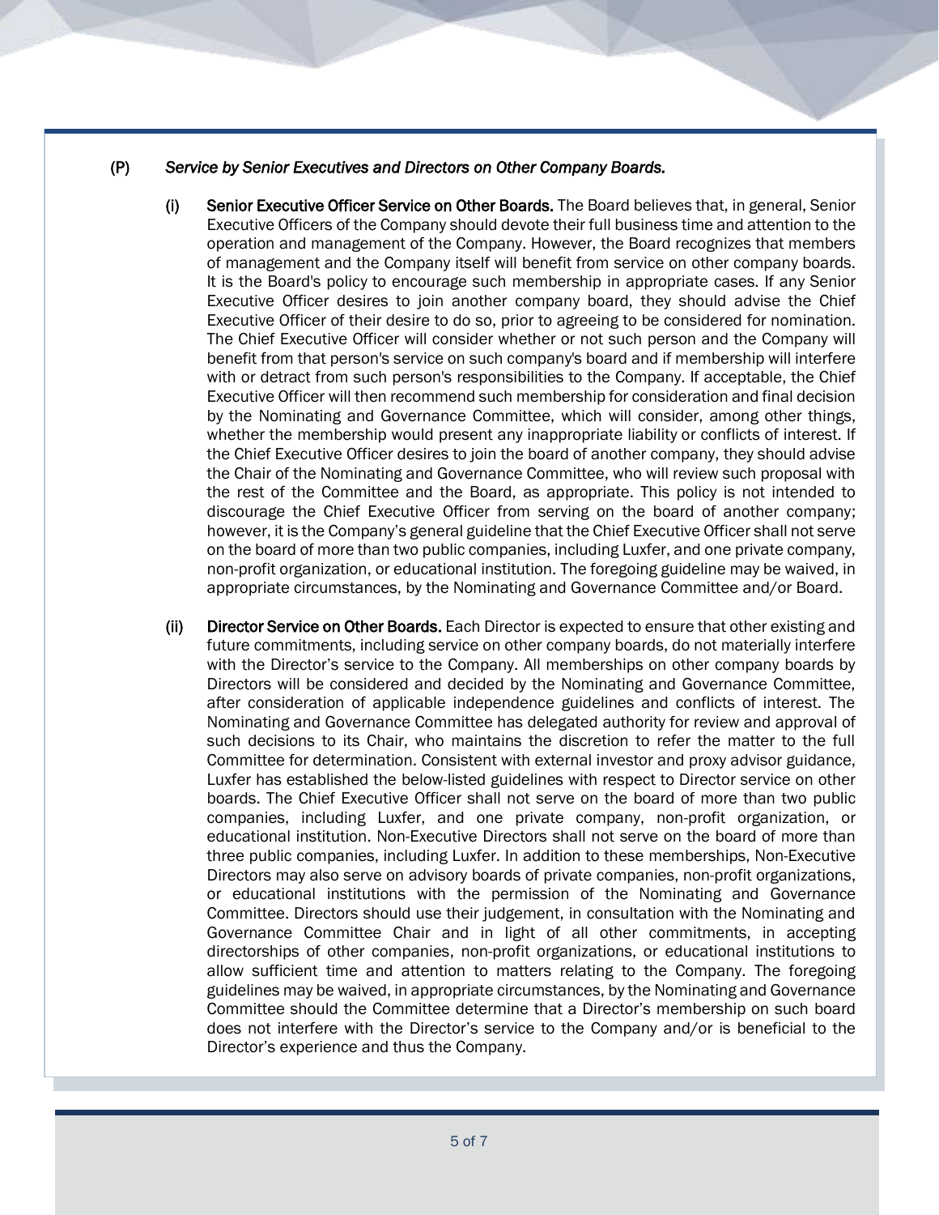(P) *Service by Senior Executives and Directors on Other Company Boards.*

(i) **Senior Executive Officer Service on Other Boards.** The Board believes that, in general, Senior Executive Officers of the Company should devote their full business time and attention to the operation and management of the Company. However, the Board recognizes that members of management and the Company itself will benefit from service on other company boards. It is the Board's policy to encourage such membership in appropriate cases. If any Senior Executive Officer desires to join another company board, they should advise the Chief Executive Officer of their desire to do so, prior to agreeing to be considered for nomination. The Chief Executive Officer will consider whether or not such person and the Company will benefit from that person's service on such company's board and if membership will interfere with or detract from such person's responsibilities to the Company. If acceptable, the Chief Executive Officer will then recommend such membership for consideration and final decision by the Nominating and Governance Committee, which will consider, among other things, whether the membership would present any inappropriate liability or conflicts of interest. If the Chief Executive Officer desires to join the board of another company, they should advise the Chair of the Nominating and Governance Committee, who will review such proposal with the rest of the Committee and the Board, as appropriate. This policy is not intended to discourage the Chief Executive Officer from serving on the board of another company; however, it is the Company's general guideline that the Chief Executive Officer shall not serve on the board of more than two public companies, including Luxfer, and one private company, non-profit organization, or educational institution. The foregoing guideline may be waived, in appropriate circumstances, by the Nominating and Governance Committee and/or Board.

(ii) **Director Service on Other Boards.** Each Director is expected to ensure that other existing and future commitments, including service on other company boards, do not materially interfere with the Director's service to the Company. All memberships on other company boards by Directors will be considered and decided by the Nominating and Governance Committee, after consideration of applicable independence guidelines and conflicts of interest. The Nominating and Governance Committee has delegated authority for review and approval of such decisions to its Chair, who maintains the discretion to refer the matter to the full Committee for determination. Consistent with external investor and proxy advisor guidance, Luxfer has established the below-listed guidelines with respect to Director service on other boards. The Chief Executive Officer shall not serve on the board of more than two public companies, including Luxfer, and one private company, non-profit organization, or educational institution. Non-Executive Directors shall not serve on the board of more than three public companies, including Luxfer. In addition to these memberships, Non-Executive Directors may also serve on advisory boards of private companies, non-profit organizations, or educational institutions with the permission of the Nominating and Governance Committee. Directors should use their judgement, in consultation with the Nominating and Governance Committee Chair and in light of all other commitments, in accepting directorships of other companies, non-profit organizations, or educational institutions to allow sufficient time and attention to matters relating to the Company. The foregoing guidelines may be waived, in appropriate circumstances, by the Nominating and Governance Committee should the Committee determine that a Director's membership on such board does not interfere with the Director's service to the Company and/or is beneficial to the Director's experience and thus the Company.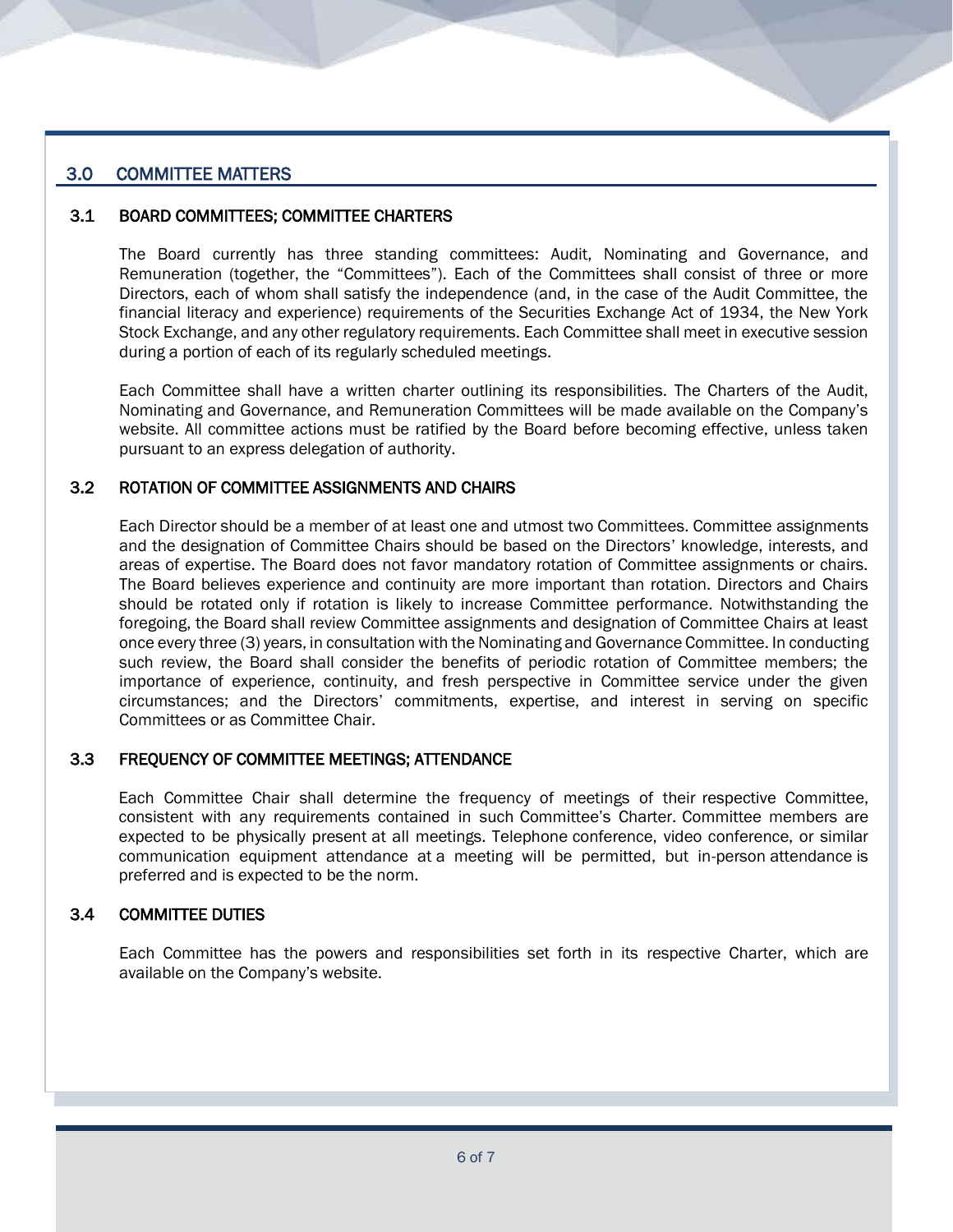## 3.0 COMMITTEE MATTERS

### 3.1 BOARD COMMITTEES; COMMITTEE CHARTERS

The Board currently has three standing committees: Audit, Nominating and Governance, and Remuneration (together, the "Committees"). Each of the Committees shall consist of three or more Directors, each of whom shall satisfy the independence (and, in the case of the Audit Committee, the financial literacy and experience) requirements of the Securities Exchange Act of 1934, the New York Stock Exchange, and any other regulatory requirements. Each Committee shall meet in executive session during a portion of each of its regularly scheduled meetings.

Each Committee shall have a written charter outlining its responsibilities. The Charters of the Audit, Nominating and Governance, and Remuneration Committees will be made available on the Company's website. All committee actions must be ratified by the Board before becoming effective, unless taken pursuant to an express delegation of authority.

### 3.2 ROTATION OF COMMITTEE ASSIGNMENTS AND CHAIRS

Each Director should be a member of at least one and utmost two Committees. Committee assignments and the designation of Committee Chairs should be based on the Directors' knowledge, interests, and areas of expertise. The Board does not favor mandatory rotation of Committee assignments or chairs. The Board believes experience and continuity are more important than rotation. Directors and Chairs should be rotated only if rotation is likely to increase Committee performance. Notwithstanding the foregoing, the Board shall review Committee assignments and designation of Committee Chairs at least once every three (3) years, in consultation with the Nominating and Governance Committee. In conducting such review, the Board shall consider the benefits of periodic rotation of Committee members; the importance of experience, continuity, and fresh perspective in Committee service under the given circumstances; and the Directors' commitments, expertise, and interest in serving on specific Committees or as Committee Chair.

### 3.3 FREQUENCY OF COMMITTEE MEETINGS; ATTENDANCE

Each Committee Chair shall determine the frequency of meetings of their respective Committee, consistent with any requirements contained in such Committee's Charter. Committee members are expected to be physically present at all meetings. Telephone conference, video conference, or similar communication equipment attendance at a meeting will be permitted, but in-person attendance is preferred and is expected to be the norm.

### 3.4 COMMITTEE DUTIES

Each Committee has the powers and responsibilities set forth in its respective Charter, which are available on the Company's website.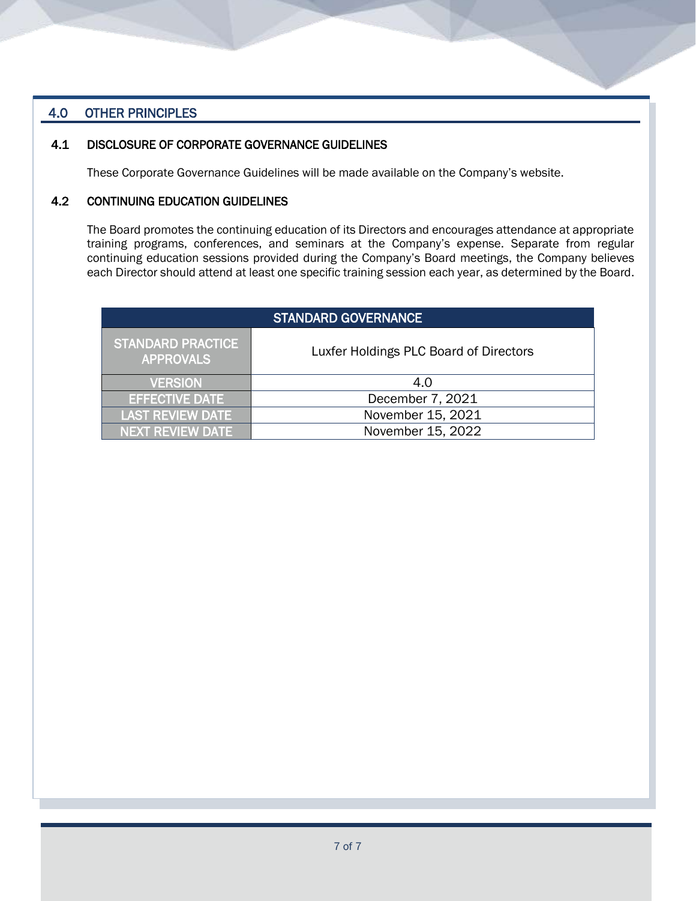## 4.0 OTHER PRINCIPLES

### 4.1 DISCLOSURE OF CORPORATE GOVERNANCE GUIDELINES

These Corporate Governance Guidelines will be made available on the Company's website.

### 4.2 CONTINUING EDUCATION GUIDELINES

The Board promotes the continuing education of its Directors and encourages attendance at appropriate training programs, conferences, and seminars at the Company's expense. Separate from regular continuing education sessions provided during the Company's Board meetings, the Company believes each Director should attend at least one specific training session each year, as determined by the Board.

| STANDARD GOVERNANCE | |
|---|---|
| STANDARD PRACTICE APPROVALS | Luxfer Holdings PLC Board of Directors |
| VERSION | 4.0 |
| EFFECTIVE DATE | December 7, 2021 |
| LAST REVIEW DATE | November 15, 2021 |
| NEXT REVIEW DATE | November 15, 2022 |